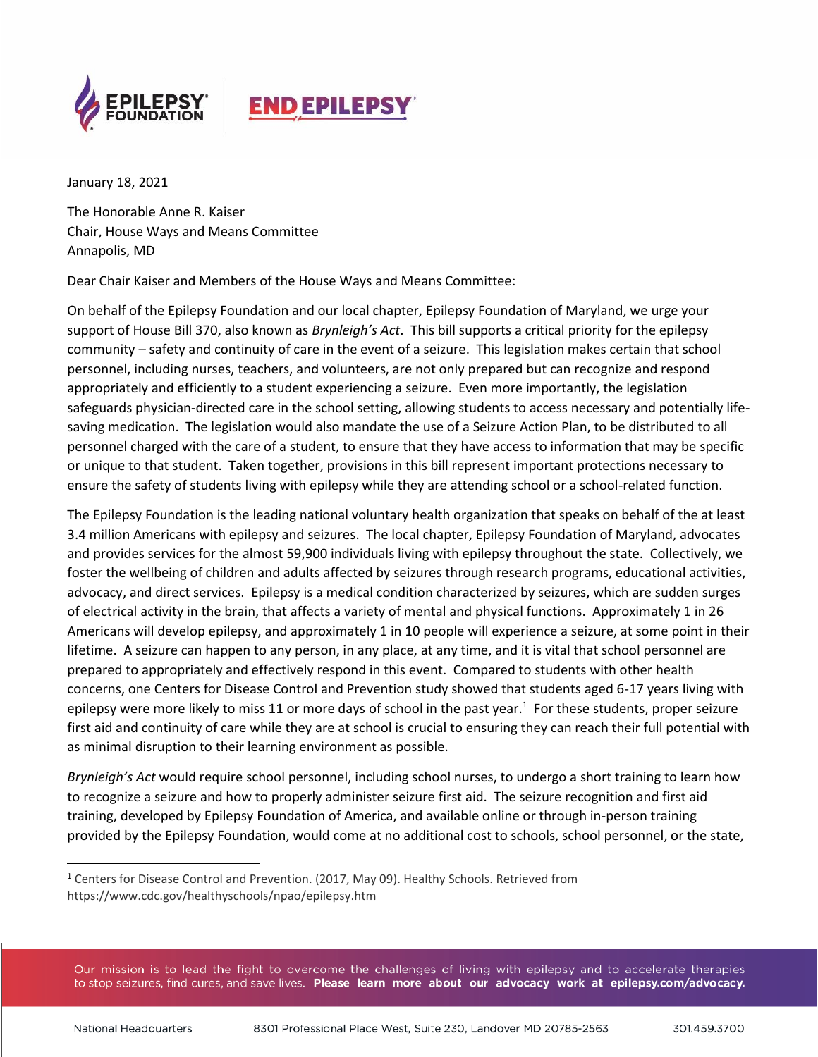January 18, 2021

The Honorable Anne R. Kaiser
Chair, House Ways and Means Committee
Annapolis, MD

Dear Chair Kaiser and Members of the House Ways and Means Committee:

On behalf of the Epilepsy Foundation and our local chapter, Epilepsy Foundation of Maryland, we urge your support of House Bill 370, also known as *Brynleigh's Act*. This bill supports a critical priority for the epilepsy community – safety and continuity of care in the event of a seizure. This legislation makes certain that school personnel, including nurses, teachers, and volunteers, are not only prepared but can recognize and respond appropriately and efficiently to a student experiencing a seizure. Even more importantly, the legislation safeguards physician-directed care in the school setting, allowing students to access necessary and potentially life-saving medication. The legislation would also mandate the use of a Seizure Action Plan, to be distributed to all personnel charged with the care of a student, to ensure that they have access to information that may be specific or unique to that student. Taken together, provisions in this bill represent important protections necessary to ensure the safety of students living with epilepsy while they are attending school or a school-related function.

The Epilepsy Foundation is the leading national voluntary health organization that speaks on behalf of the at least 3.4 million Americans with epilepsy and seizures. The local chapter, Epilepsy Foundation of Maryland, advocates and provides services for the almost 59,900 individuals living with epilepsy throughout the state. Collectively, we foster the wellbeing of children and adults affected by seizures through research programs, educational activities, advocacy, and direct services. Epilepsy is a medical condition characterized by seizures, which are sudden surges of electrical activity in the brain, that affects a variety of mental and physical functions. Approximately 1 in 26 Americans will develop epilepsy, and approximately 1 in 10 people will experience a seizure, at some point in their lifetime. A seizure can happen to any person, in any place, at any time, and it is vital that school personnel are prepared to appropriately and effectively respond in this event. Compared to students with other health concerns, one Centers for Disease Control and Prevention study showed that students aged 6-17 years living with epilepsy were more likely to miss 11 or more days of school in the past year.[1] For these students, proper seizure first aid and continuity of care while they are at school is crucial to ensuring they can reach their full potential with as minimal disruption to their learning environment as possible.

*Brynleigh's Act* would require school personnel, including school nurses, to undergo a short training to learn how to recognize a seizure and how to properly administer seizure first aid. The seizure recognition and first aid training, developed by Epilepsy Foundation of America, and available online or through in-person training provided by the Epilepsy Foundation, would come at no additional cost to schools, school personnel, or the state,

---

[1] Centers for Disease Control and Prevention. (2017, May 09). Healthy Schools. Retrieved from https://www.cdc.gov/healthyschools/npao/epilepsy.htm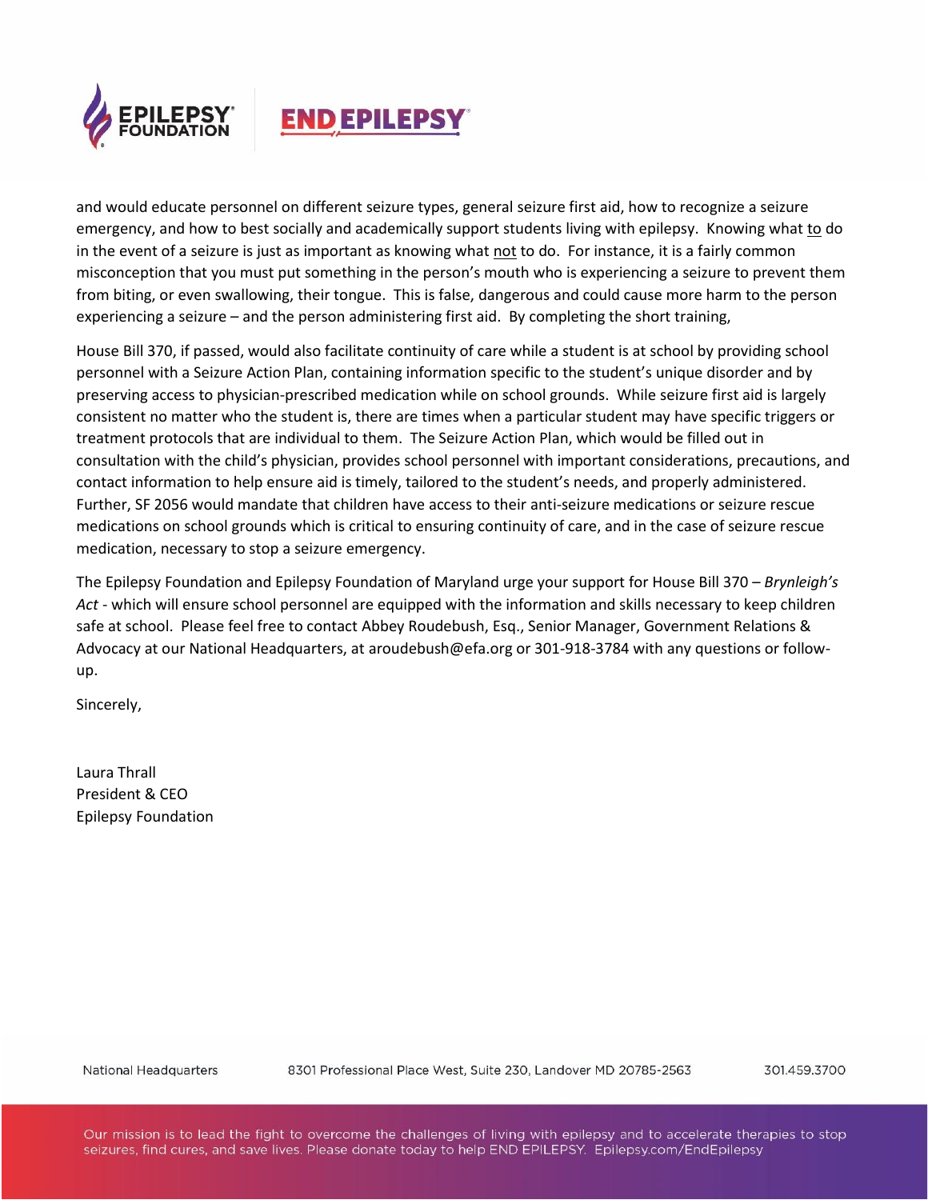and would educate personnel on different seizure types, general seizure first aid, how to recognize a seizure emergency, and how to best socially and academically support students living with epilepsy. Knowing what <u>to</u> do in the event of a seizure is just as important as knowing what <u>not</u> to do. For instance, it is a fairly common misconception that you must put something in the person's mouth who is experiencing a seizure to prevent them from biting, or even swallowing, their tongue. This is false, dangerous and could cause more harm to the person experiencing a seizure – and the person administering first aid. By completing the short training,

House Bill 370, if passed, would also facilitate continuity of care while a student is at school by providing school personnel with a Seizure Action Plan, containing information specific to the student's unique disorder and by preserving access to physician-prescribed medication while on school grounds. While seizure first aid is largely consistent no matter who the student is, there are times when a particular student may have specific triggers or treatment protocols that are individual to them. The Seizure Action Plan, which would be filled out in consultation with the child's physician, provides school personnel with important considerations, precautions, and contact information to help ensure aid is timely, tailored to the student's needs, and properly administered. Further, SF 2056 would mandate that children have access to their anti-seizure medications or seizure rescue medications on school grounds which is critical to ensuring continuity of care, and in the case of seizure rescue medication, necessary to stop a seizure emergency.

The Epilepsy Foundation and Epilepsy Foundation of Maryland urge your support for House Bill 370 – *Brynleigh's Act* - which will ensure school personnel are equipped with the information and skills necessary to keep children safe at school. Please feel free to contact Abbey Roudebush, Esq., Senior Manager, Government Relations & Advocacy at our National Headquarters, at aroudebush@efa.org or 301-918-3784 with any questions or follow-up.

Sincerely,

Laura Thrall
President & CEO
Epilepsy Foundation